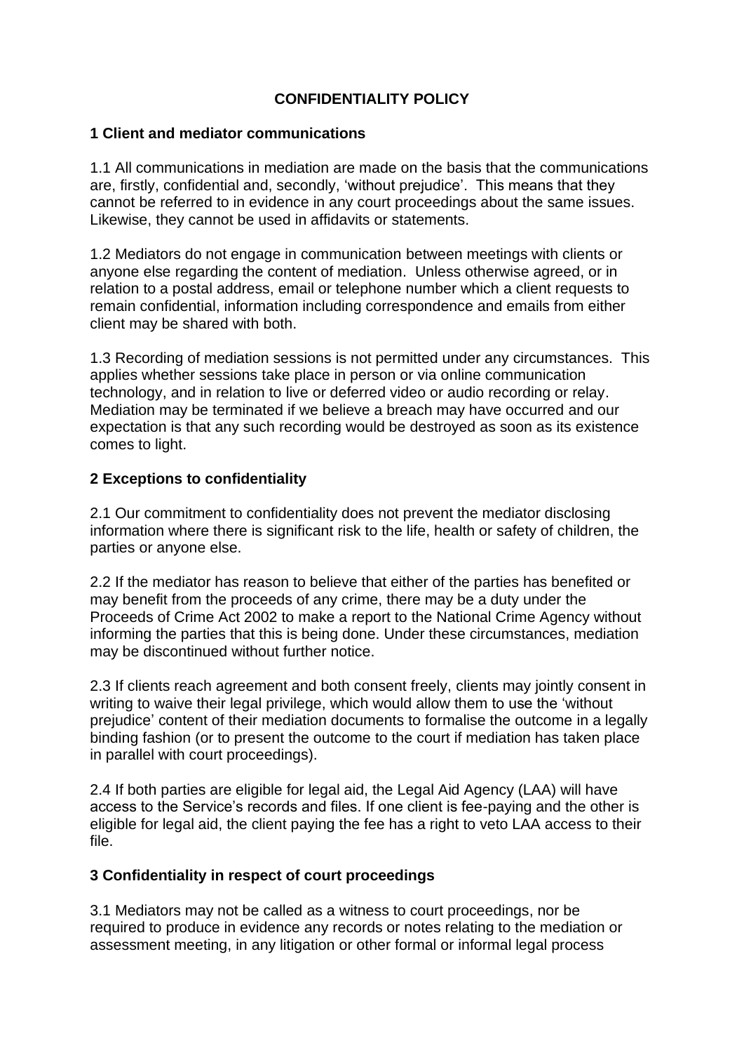# CONFIDENTIALITY POLICY

## 1 Client and mediator communications

1.1 All communications in mediation are made on the basis that the communications are, firstly, confidential and, secondly, 'without prejudice'. This means that they cannot be referred to in evidence in any court proceedings about the same issues. Likewise, they cannot be used in affidavits or statements.

1.2 Mediators do not engage in communication between meetings with clients or anyone else regarding the content of mediation. Unless otherwise agreed, or in relation to a postal address, email or telephone number which a client requests to remain confidential, information including correspondence and emails from either client may be shared with both.

1.3 Recording of mediation sessions is not permitted under any circumstances. This applies whether sessions take place in person or via online communication technology, and in relation to live or deferred video or audio recording or relay. Mediation may be terminated if we believe a breach may have occurred and our expectation is that any such recording would be destroyed as soon as its existence comes to light.

## 2 Exceptions to confidentiality

2.1 Our commitment to confidentiality does not prevent the mediator disclosing information where there is significant risk to the life, health or safety of children, the parties or anyone else.

2.2 If the mediator has reason to believe that either of the parties has benefited or may benefit from the proceeds of any crime, there may be a duty under the Proceeds of Crime Act 2002 to make a report to the National Crime Agency without informing the parties that this is being done. Under these circumstances, mediation may be discontinued without further notice.

2.3 If clients reach agreement and both consent freely, clients may jointly consent in writing to waive their legal privilege, which would allow them to use the 'without prejudice' content of their mediation documents to formalise the outcome in a legally binding fashion (or to present the outcome to the court if mediation has taken place in parallel with court proceedings).

2.4 If both parties are eligible for legal aid, the Legal Aid Agency (LAA) will have access to the Service's records and files. If one client is fee-paying and the other is eligible for legal aid, the client paying the fee has a right to veto LAA access to their file.

## 3 Confidentiality in respect of court proceedings

3.1 Mediators may not be called as a witness to court proceedings, nor be required to produce in evidence any records or notes relating to the mediation or assessment meeting, in any litigation or other formal or informal legal process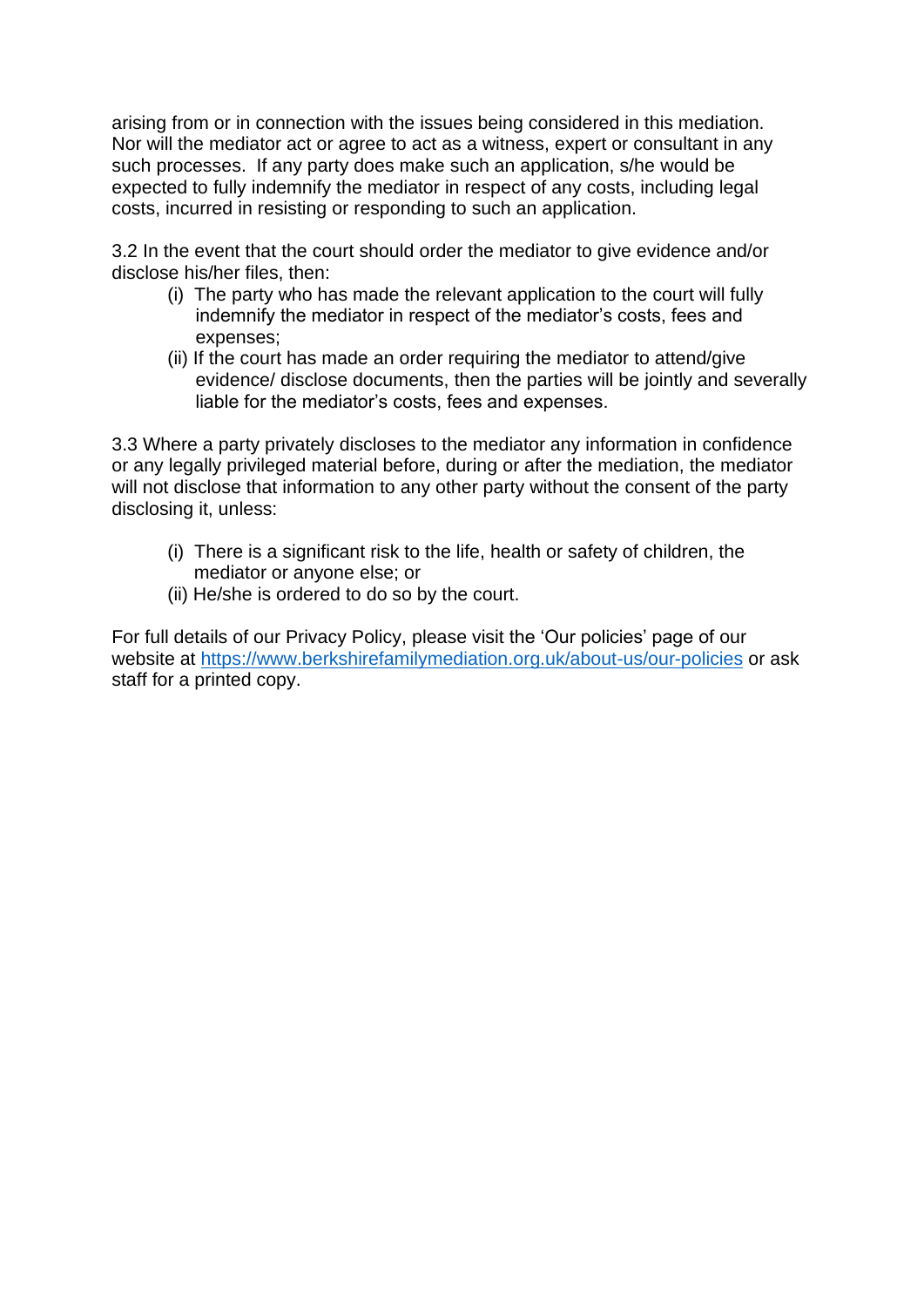arising from or in connection with the issues being considered in this mediation. Nor will the mediator act or agree to act as a witness, expert or consultant in any such processes. If any party does make such an application, s/he would be expected to fully indemnify the mediator in respect of any costs, including legal costs, incurred in resisting or responding to such an application.

3.2 In the event that the court should order the mediator to give evidence and/or disclose his/her files, then:

- (i) The party who has made the relevant application to the court will fully indemnify the mediator in respect of the mediator's costs, fees and expenses;
- (ii) If the court has made an order requiring the mediator to attend/give evidence/ disclose documents, then the parties will be jointly and severally liable for the mediator's costs, fees and expenses.

3.3 Where a party privately discloses to the mediator any information in confidence or any legally privileged material before, during or after the mediation, the mediator will not disclose that information to any other party without the consent of the party disclosing it, unless:

- (i) There is a significant risk to the life, health or safety of children, the mediator or anyone else; or
- (ii) He/she is ordered to do so by the court.

For full details of our Privacy Policy, please visit the 'Our policies' page of our website at https://www.berkshirefamilymediation.org.uk/about-us/our-policies or ask staff for a printed copy.